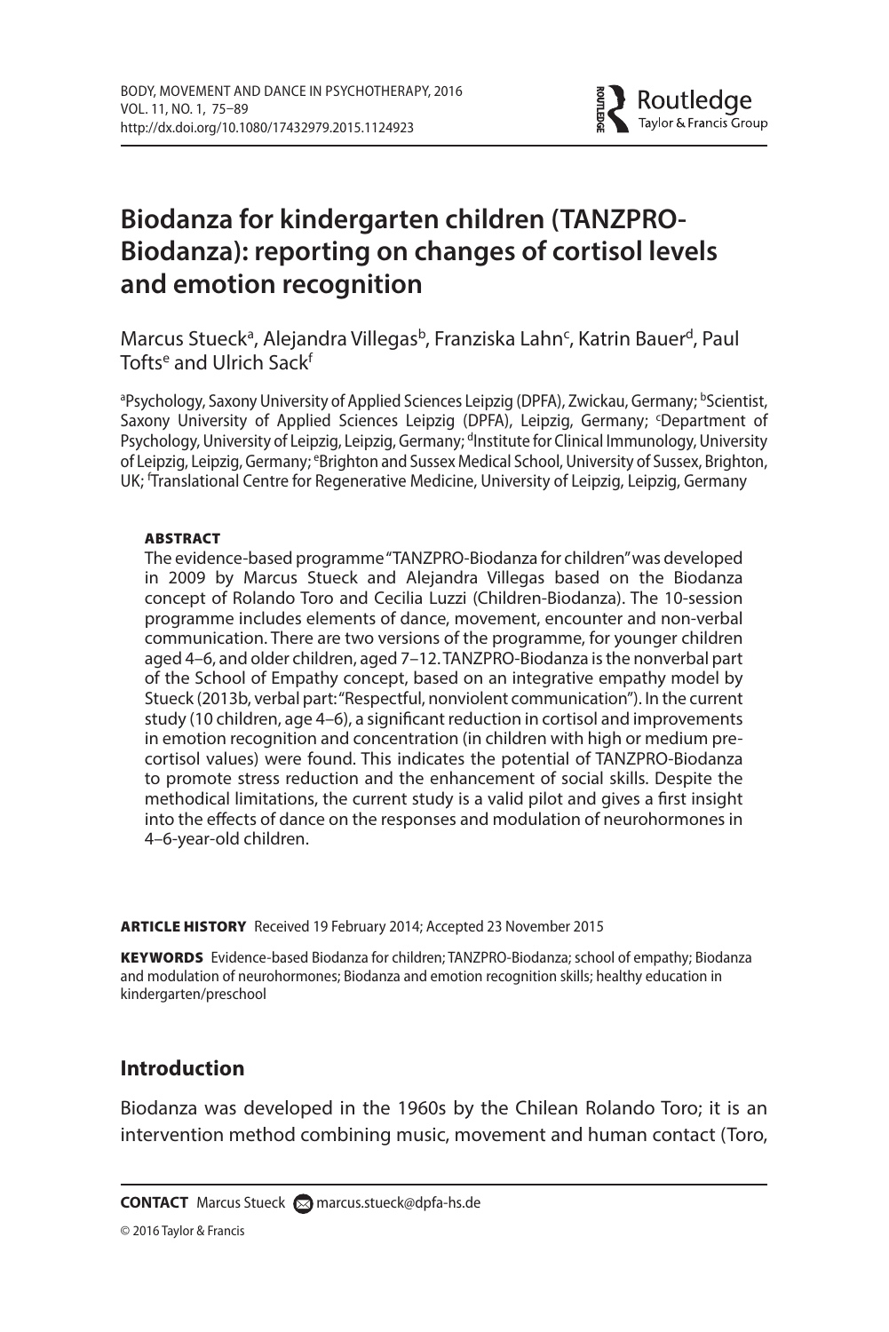# Biodanza for kindergarten children (TANZPRO-Biodanza): reporting on changes of cortisol levels and emotion recognition

Marcus Stueck[a], Alejandra Villegas[b], Franziska Lahn[c], Katrin Bauer[d], Paul Tofts[e] and Ulrich Sack[f]

[a]Psychology, Saxony University of Applied Sciences Leipzig (DPFA), Zwickau, Germany; [b]Scientist, Saxony University of Applied Sciences Leipzig (DPFA), Leipzig, Germany; [c]Department of Psychology, University of Leipzig, Leipzig, Germany; [d]Institute for Clinical Immunology, University of Leipzig, Leipzig, Germany; [e]Brighton and Sussex Medical School, University of Sussex, Brighton, UK; [f]Translational Centre for Regenerative Medicine, University of Leipzig, Leipzig, Germany

**ABSTRACT**

The evidence-based programme "TANZPRO-Biodanza for children" was developed in 2009 by Marcus Stueck and Alejandra Villegas based on the Biodanza concept of Rolando Toro and Cecilia Luzzi (Children-Biodanza). The 10-session programme includes elements of dance, movement, encounter and non-verbal communication. There are two versions of the programme, for younger children aged 4–6, and older children, aged 7–12. TANZPRO-Biodanza is the nonverbal part of the School of Empathy concept, based on an integrative empathy model by Stueck (2013b, verbal part: "Respectful, nonviolent communication"). In the current study (10 children, age 4–6), a significant reduction in cortisol and improvements in emotion recognition and concentration (in children with high or medium pre-cortisol values) were found. This indicates the potential of TANZPRO-Biodanza to promote stress reduction and the enhancement of social skills. Despite the methodical limitations, the current study is a valid pilot and gives a first insight into the effects of dance on the responses and modulation of neurohormones in 4–6-year-old children.

**ARTICLE HISTORY** Received 19 February 2014; Accepted 23 November 2015

**KEYWORDS** Evidence-based Biodanza for children; TANZPRO-Biodanza; school of empathy; Biodanza and modulation of neurohormones; Biodanza and emotion recognition skills; healthy education in kindergarten/preschool

## Introduction

Biodanza was developed in the 1960s by the Chilean Rolando Toro; it is an intervention method combining music, movement and human contact (Toro,

**CONTACT** Marcus Stueck marcus.stueck@dpfa-hs.de

© 2016 Taylor & Francis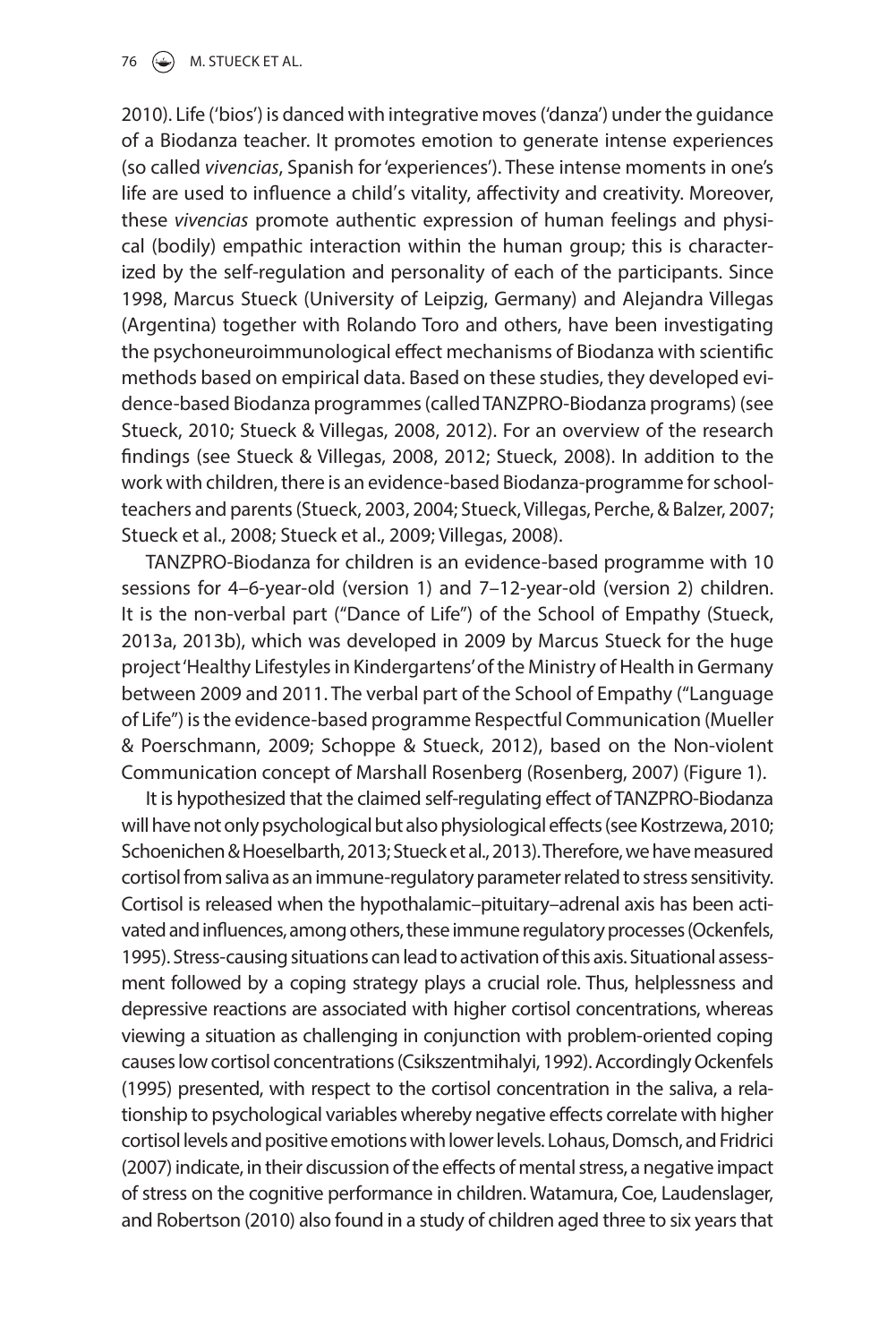2010). Life ('bios') is danced with integrative moves ('danza') under the guidance of a Biodanza teacher. It promotes emotion to generate intense experiences (so called *vivencias*, Spanish for 'experiences'). These intense moments in one's life are used to influence a child's vitality, affectivity and creativity. Moreover, these *vivencias* promote authentic expression of human feelings and physical (bodily) empathic interaction within the human group; this is characterized by the self-regulation and personality of each of the participants. Since 1998, Marcus Stueck (University of Leipzig, Germany) and Alejandra Villegas (Argentina) together with Rolando Toro and others, have been investigating the psychoneuroimmunological effect mechanisms of Biodanza with scientific methods based on empirical data. Based on these studies, they developed evidence-based Biodanza programmes (called TANZPRO-Biodanza programs) (see Stueck, 2010; Stueck & Villegas, 2008, 2012). For an overview of the research findings (see Stueck & Villegas, 2008, 2012; Stueck, 2008). In addition to the work with children, there is an evidence-based Biodanza-programme for schoolteachers and parents (Stueck, 2003, 2004; Stueck, Villegas, Perche, & Balzer, 2007; Stueck et al., 2008; Stueck et al., 2009; Villegas, 2008).

TANZPRO-Biodanza for children is an evidence-based programme with 10 sessions for 4–6-year-old (version 1) and 7–12-year-old (version 2) children. It is the non-verbal part ("Dance of Life") of the School of Empathy (Stueck, 2013a, 2013b), which was developed in 2009 by Marcus Stueck for the huge project 'Healthy Lifestyles in Kindergartens' of the Ministry of Health in Germany between 2009 and 2011. The verbal part of the School of Empathy ("Language of Life") is the evidence-based programme Respectful Communication (Mueller & Poerschmann, 2009; Schoppe & Stueck, 2012), based on the Non-violent Communication concept of Marshall Rosenberg (Rosenberg, 2007) (Figure 1).

It is hypothesized that the claimed self-regulating effect of TANZPRO-Biodanza will have not only psychological but also physiological effects (see Kostrzewa, 2010; Schoenichen & Hoeselbarth, 2013; Stueck et al., 2013). Therefore, we have measured cortisol from saliva as an immune-regulatory parameter related to stress sensitivity. Cortisol is released when the hypothalamic–pituitary–adrenal axis has been activated and influences, among others, these immune regulatory processes (Ockenfels, 1995). Stress-causing situations can lead to activation of this axis. Situational assessment followed by a coping strategy plays a crucial role. Thus, helplessness and depressive reactions are associated with higher cortisol concentrations, whereas viewing a situation as challenging in conjunction with problem-oriented coping causes low cortisol concentrations (Csikszentmihalyi, 1992). Accordingly Ockenfels (1995) presented, with respect to the cortisol concentration in the saliva, a relationship to psychological variables whereby negative effects correlate with higher cortisol levels and positive emotions with lower levels. Lohaus, Domsch, and Fridrici (2007) indicate, in their discussion of the effects of mental stress, a negative impact of stress on the cognitive performance in children. Watamura, Coe, Laudenslager, and Robertson (2010) also found in a study of children aged three to six years that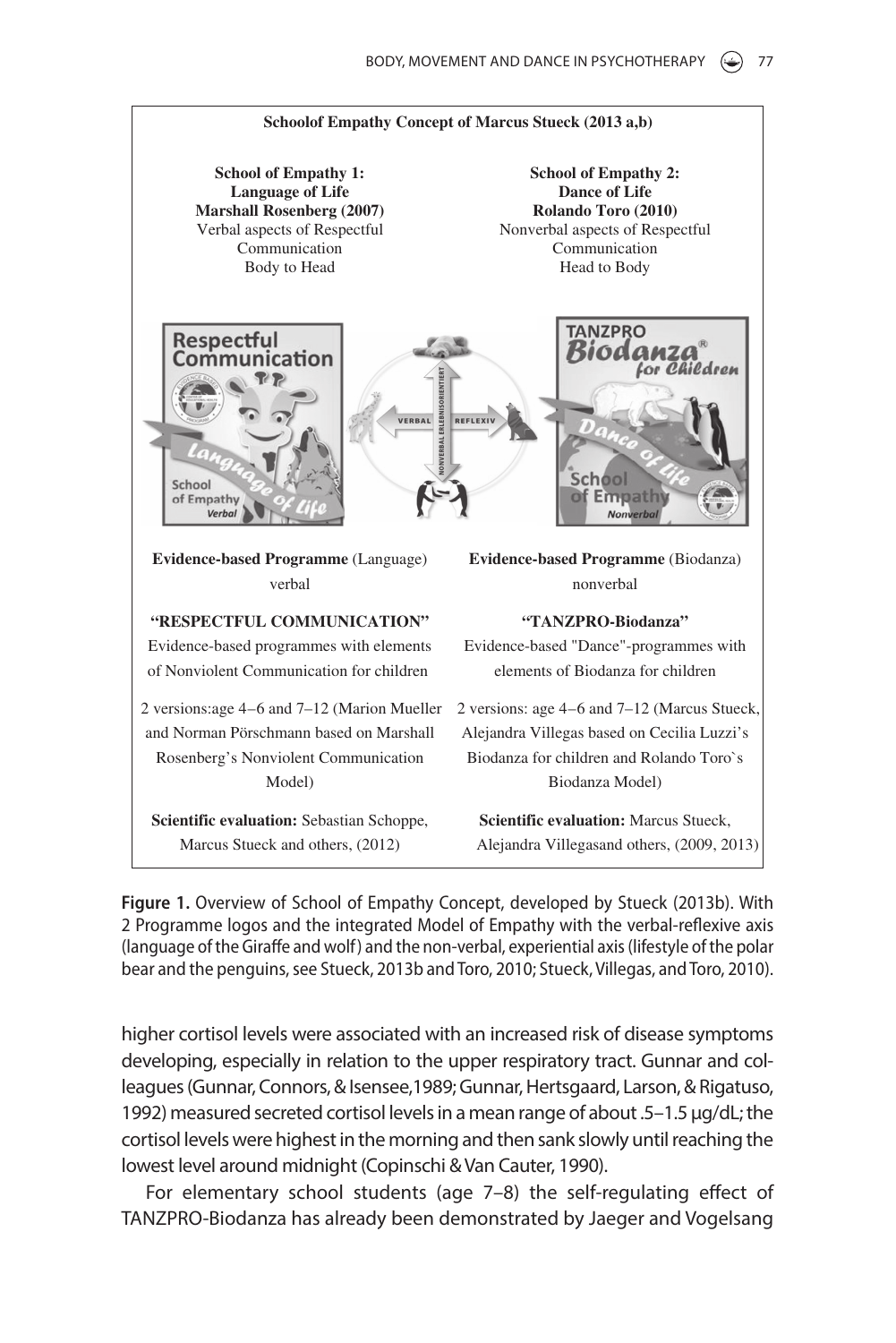**Schoolof Empathy Concept of Marcus Stueck (2013 a,b)**

**School of Empathy 1: Language of Life Marshall Rosenberg (2007)**
Verbal aspects of Respectful Communication
Body to Head

**School of Empathy 2: Dance of Life Rolando Toro (2010)**
Nonverbal aspects of Respectful Communication
Head to Body

Respectful Communication
Language of Life
School of Empathy
Verbal

VERBAL
REFLEXIV
NONVERBAL ERLEBNISORIENTIERT

TANZPRO
Biodanza®
for Children
Dance of Life
School of Empathy
Nonverbal

**Evidence-based Programme** (Language) verbal

**"RESPECTFUL COMMUNICATION"**
Evidence-based programmes with elements of Nonviolent Communication for children

2 versions:age 4–6 and 7–12 (Marion Mueller and Norman Pörschmann based on Marshall Rosenberg's Nonviolent Communication Model)

**Scientific evaluation:** Sebastian Schoppe, Marcus Stueck and others, (2012)

**Evidence-based Programme** (Biodanza) nonverbal

**"TANZPRO-Biodanza"**
Evidence-based "Dance"-programmes with elements of Biodanza for children

2 versions: age 4–6 and 7–12 (Marcus Stueck, Alejandra Villegas based on Cecilia Luzzi's Biodanza for children and Rolando Toro`s Biodanza Model)

**Scientific evaluation:** Marcus Stueck, Alejandra Villegasand others, (2009, 2013)

**Figure 1.** Overview of School of Empathy Concept, developed by Stueck (2013b). With 2 Programme logos and the integrated Model of Empathy with the verbal-reflexive axis (language of the Giraffe and wolf) and the non-verbal, experiential axis (lifestyle of the polar bear and the penguins, see Stueck, 2013b and Toro, 2010; Stueck, Villegas, and Toro, 2010).

higher cortisol levels were associated with an increased risk of disease symptoms developing, especially in relation to the upper respiratory tract. Gunnar and colleagues (Gunnar, Connors, & Isensee,1989; Gunnar, Hertsgaard, Larson, & Rigatuso, 1992) measured secreted cortisol levels in a mean range of about .5–1.5 µg/dL; the cortisol levels were highest in the morning and then sank slowly until reaching the lowest level around midnight (Copinschi & Van Cauter, 1990).

For elementary school students (age 7–8) the self-regulating effect of TANZPRO-Biodanza has already been demonstrated by Jaeger and Vogelsang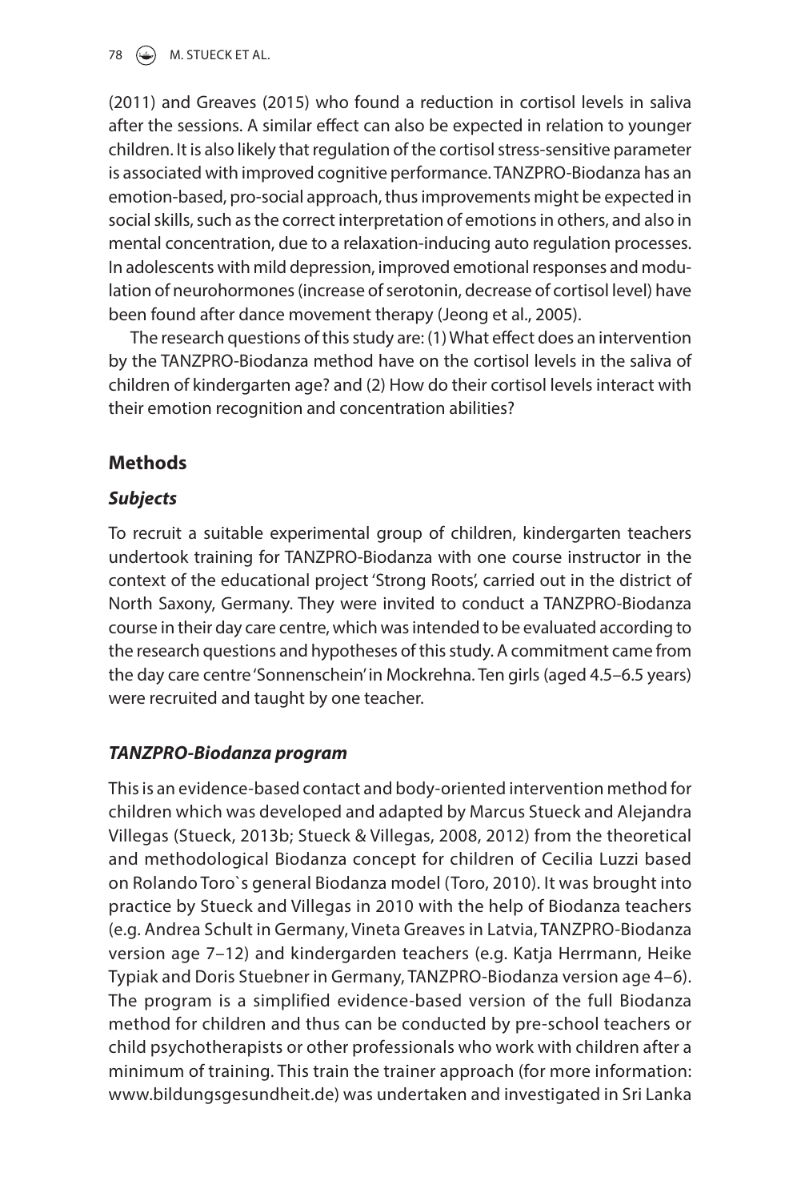(2011) and Greaves (2015) who found a reduction in cortisol levels in saliva after the sessions. A similar effect can also be expected in relation to younger children. It is also likely that regulation of the cortisol stress-sensitive parameter is associated with improved cognitive performance. TANZPRO-Biodanza has an emotion-based, pro-social approach, thus improvements might be expected in social skills, such as the correct interpretation of emotions in others, and also in mental concentration, due to a relaxation-inducing auto regulation processes. In adolescents with mild depression, improved emotional responses and modulation of neurohormones (increase of serotonin, decrease of cortisol level) have been found after dance movement therapy (Jeong et al., 2005).

The research questions of this study are: (1) What effect does an intervention by the TANZPRO-Biodanza method have on the cortisol levels in the saliva of children of kindergarten age? and (2) How do their cortisol levels interact with their emotion recognition and concentration abilities?

## Methods

### *Subjects*

To recruit a suitable experimental group of children, kindergarten teachers undertook training for TANZPRO-Biodanza with one course instructor in the context of the educational project 'Strong Roots', carried out in the district of North Saxony, Germany. They were invited to conduct a TANZPRO-Biodanza course in their day care centre, which was intended to be evaluated according to the research questions and hypotheses of this study. A commitment came from the day care centre 'Sonnenschein' in Mockrehna. Ten girls (aged 4.5–6.5 years) were recruited and taught by one teacher.

### *TANZPRO-Biodanza program*

This is an evidence-based contact and body-oriented intervention method for children which was developed and adapted by Marcus Stueck and Alejandra Villegas (Stueck, 2013b; Stueck & Villegas, 2008, 2012) from the theoretical and methodological Biodanza concept for children of Cecilia Luzzi based on Rolando Toro`s general Biodanza model (Toro, 2010). It was brought into practice by Stueck and Villegas in 2010 with the help of Biodanza teachers (e.g. Andrea Schult in Germany, Vineta Greaves in Latvia, TANZPRO-Biodanza version age 7–12) and kindergarden teachers (e.g. Katja Herrmann, Heike Typiak and Doris Stuebner in Germany, TANZPRO-Biodanza version age 4–6). The program is a simplified evidence-based version of the full Biodanza method for children and thus can be conducted by pre-school teachers or child psychotherapists or other professionals who work with children after a minimum of training. This train the trainer approach (for more information: www.bildungsgesundheit.de) was undertaken and investigated in Sri Lanka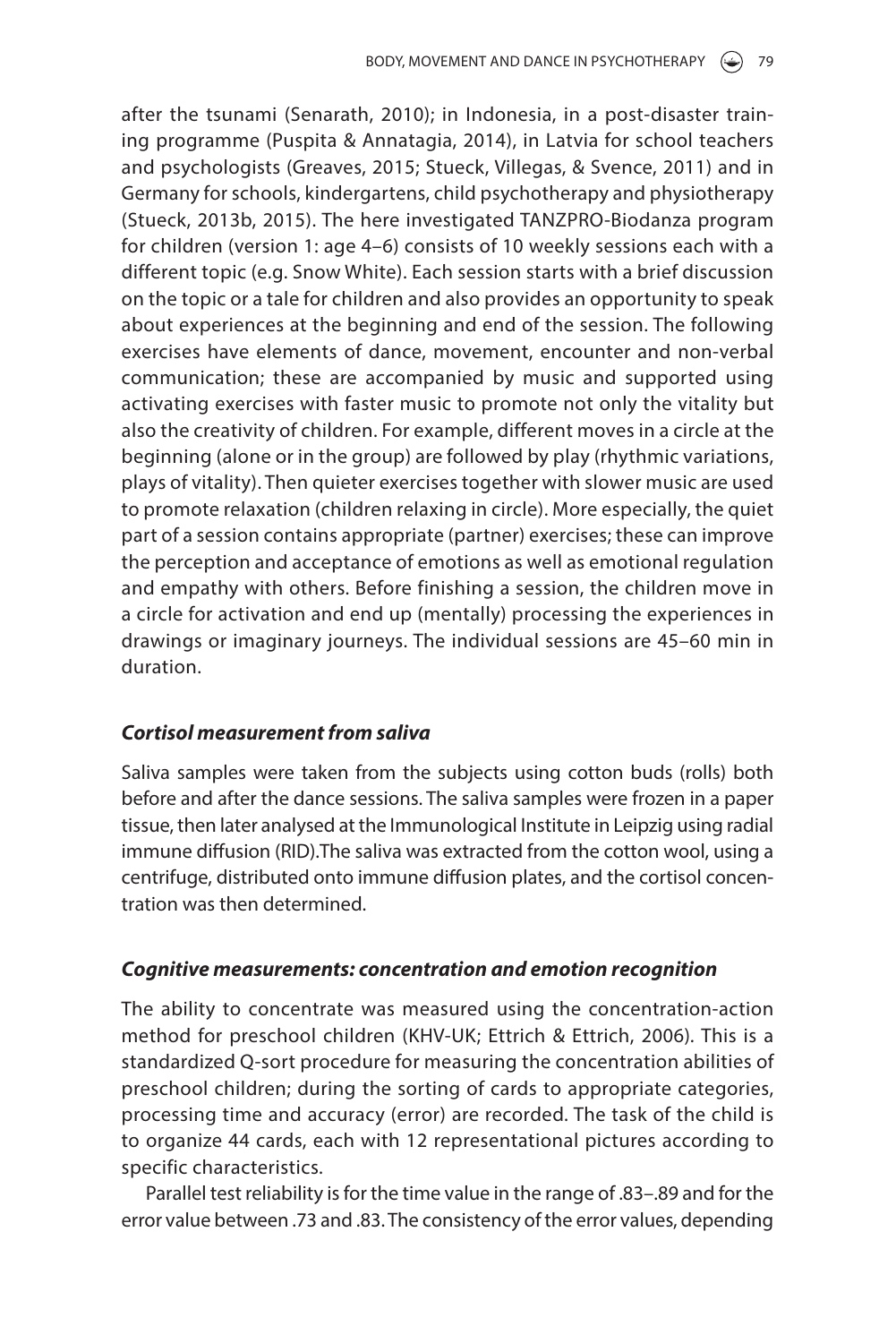after the tsunami (Senarath, 2010); in Indonesia, in a post-disaster training programme (Puspita & Annatagia, 2014), in Latvia for school teachers and psychologists (Greaves, 2015; Stueck, Villegas, & Svence, 2011) and in Germany for schools, kindergartens, child psychotherapy and physiotherapy (Stueck, 2013b, 2015). The here investigated TANZPRO-Biodanza program for children (version 1: age 4–6) consists of 10 weekly sessions each with a different topic (e.g. Snow White). Each session starts with a brief discussion on the topic or a tale for children and also provides an opportunity to speak about experiences at the beginning and end of the session. The following exercises have elements of dance, movement, encounter and non-verbal communication; these are accompanied by music and supported using activating exercises with faster music to promote not only the vitality but also the creativity of children. For example, different moves in a circle at the beginning (alone or in the group) are followed by play (rhythmic variations, plays of vitality). Then quieter exercises together with slower music are used to promote relaxation (children relaxing in circle). More especially, the quiet part of a session contains appropriate (partner) exercises; these can improve the perception and acceptance of emotions as well as emotional regulation and empathy with others. Before finishing a session, the children move in a circle for activation and end up (mentally) processing the experiences in drawings or imaginary journeys. The individual sessions are 45–60 min in duration.

### *Cortisol measurement from saliva*

Saliva samples were taken from the subjects using cotton buds (rolls) both before and after the dance sessions. The saliva samples were frozen in a paper tissue, then later analysed at the Immunological Institute in Leipzig using radial immune diffusion (RID).The saliva was extracted from the cotton wool, using a centrifuge, distributed onto immune diffusion plates, and the cortisol concentration was then determined.

### *Cognitive measurements: concentration and emotion recognition*

The ability to concentrate was measured using the concentration-action method for preschool children (KHV-UK; Ettrich & Ettrich, 2006). This is a standardized Q-sort procedure for measuring the concentration abilities of preschool children; during the sorting of cards to appropriate categories, processing time and accuracy (error) are recorded. The task of the child is to organize 44 cards, each with 12 representational pictures according to specific characteristics.

Parallel test reliability is for the time value in the range of .83–.89 and for the error value between .73 and .83. The consistency of the error values, depending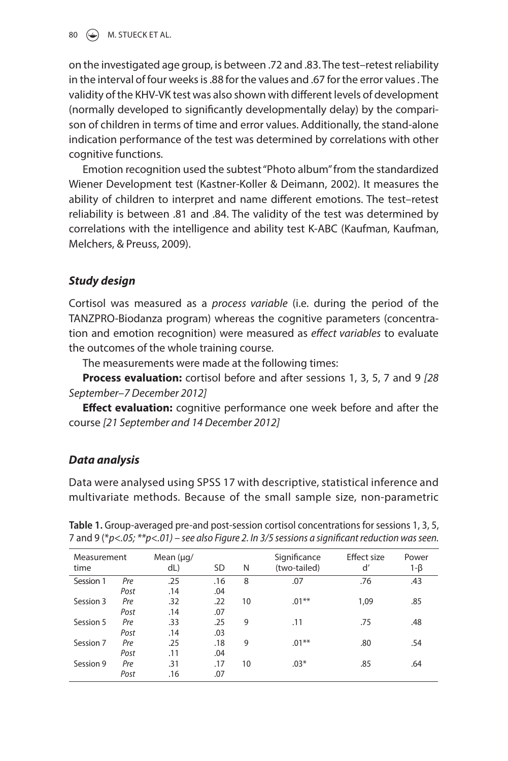on the investigated age group, is between .72 and .83. The test–retest reliability in the interval of four weeks is .88 for the values and .67 for the error values . The validity of the KHV-VK test was also shown with different levels of development (normally developed to significantly developmentally delay) by the comparison of children in terms of time and error values. Additionally, the stand-alone indication performance of the test was determined by correlations with other cognitive functions.

Emotion recognition used the subtest "Photo album" from the standardized Wiener Development test (Kastner-Koller & Deimann, 2002). It measures the ability of children to interpret and name different emotions. The test–retest reliability is between .81 and .84. The validity of the test was determined by correlations with the intelligence and ability test K-ABC (Kaufman, Kaufman, Melchers, & Preuss, 2009).

### *Study design*

Cortisol was measured as a *process variable* (i.e. during the period of the TANZPRO-Biodanza program) whereas the cognitive parameters (concentration and emotion recognition) were measured as *effect variables* to evaluate the outcomes of the whole training course.

The measurements were made at the following times:

**Process evaluation:** cortisol before and after sessions 1, 3, 5, 7 and 9 *[28 September–7 December 2012]*

**Effect evaluation:** cognitive performance one week before and after the course *[21 September and 14 December 2012]*

### *Data analysis*

Data were analysed using SPSS 17 with descriptive, statistical inference and multivariate methods. Because of the small sample size, non-parametric

**Table 1.** Group-averaged pre-and post-session cortisol concentrations for sessions 1, 3, 5, 7 and 9 (*$p<.05$; **$p<.01$) – *see also Figure 2. In 3/5 sessions a significant reduction was seen.*

| Measurement time | | Mean (µg/dL) | SD | N | Significance (two-tailed) | Effect size d' | Power 1-β |
|---|---|---|---|---|---|---|---|
| Session 1 | *Pre* | .25 | .16 | 8 | .07 | .76 | .43 |
| | *Post* | .14 | .04 | | | | |
| Session 3 | *Pre* | .32 | .22 | 10 | .01** | 1,09 | .85 |
| | *Post* | .14 | .07 | | | | |
| Session 5 | *Pre* | .33 | .25 | 9 | .11 | .75 | .48 |
| | *Post* | .14 | .03 | | | | |
| Session 7 | *Pre* | .25 | .18 | 9 | .01** | .80 | .54 |
| | *Post* | .11 | .04 | | | | |
| Session 9 | *Pre* | .31 | .17 | 10 | .03* | .85 | .64 |
| | *Post* | .16 | .07 | | | | |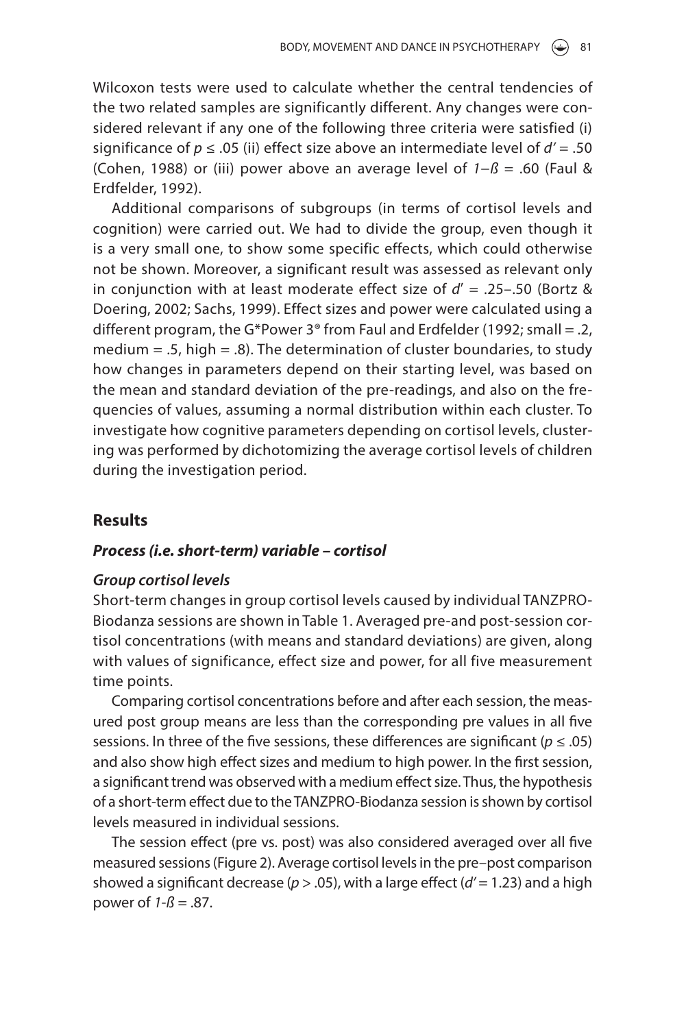Wilcoxon tests were used to calculate whether the central tendencies of the two related samples are significantly different. Any changes were considered relevant if any one of the following three criteria were satisfied (i) significance of $p \leq .05$ (ii) effect size above an intermediate level of $d' = .50$ (Cohen, 1988) or (iii) power above an average level of $1-ß = .60$ (Faul & Erdfelder, 1992).

Additional comparisons of subgroups (in terms of cortisol levels and cognition) were carried out. We had to divide the group, even though it is a very small one, to show some specific effects, which could otherwise not be shown. Moreover, a significant result was assessed as relevant only in conjunction with at least moderate effect size of $d' = .25–.50$ (Bortz & Doering, 2002; Sachs, 1999). Effect sizes and power were calculated using a different program, the G*Power 3® from Faul and Erdfelder (1992; small = .2, medium = .5, high = .8). The determination of cluster boundaries, to study how changes in parameters depend on their starting level, was based on the mean and standard deviation of the pre-readings, and also on the frequencies of values, assuming a normal distribution within each cluster. To investigate how cognitive parameters depending on cortisol levels, clustering was performed by dichotomizing the average cortisol levels of children during the investigation period.

## Results

### *Process (i.e. short-term) variable – cortisol*

#### *Group cortisol levels*

Short-term changes in group cortisol levels caused by individual TANZPRO-Biodanza sessions are shown in Table 1. Averaged pre-and post-session cortisol concentrations (with means and standard deviations) are given, along with values of significance, effect size and power, for all five measurement time points.

Comparing cortisol concentrations before and after each session, the measured post group means are less than the corresponding pre values in all five sessions. In three of the five sessions, these differences are significant ($p \leq .05$) and also show high effect sizes and medium to high power. In the first session, a significant trend was observed with a medium effect size. Thus, the hypothesis of a short-term effect due to the TANZPRO-Biodanza session is shown by cortisol levels measured in individual sessions.

The session effect (pre vs. post) was also considered averaged over all five measured sessions (Figure 2). Average cortisol levels in the pre–post comparison showed a significant decrease ($p > .05$), with a large effect ($d' = 1.23$) and a high power of $1\text{-}ß = .87$.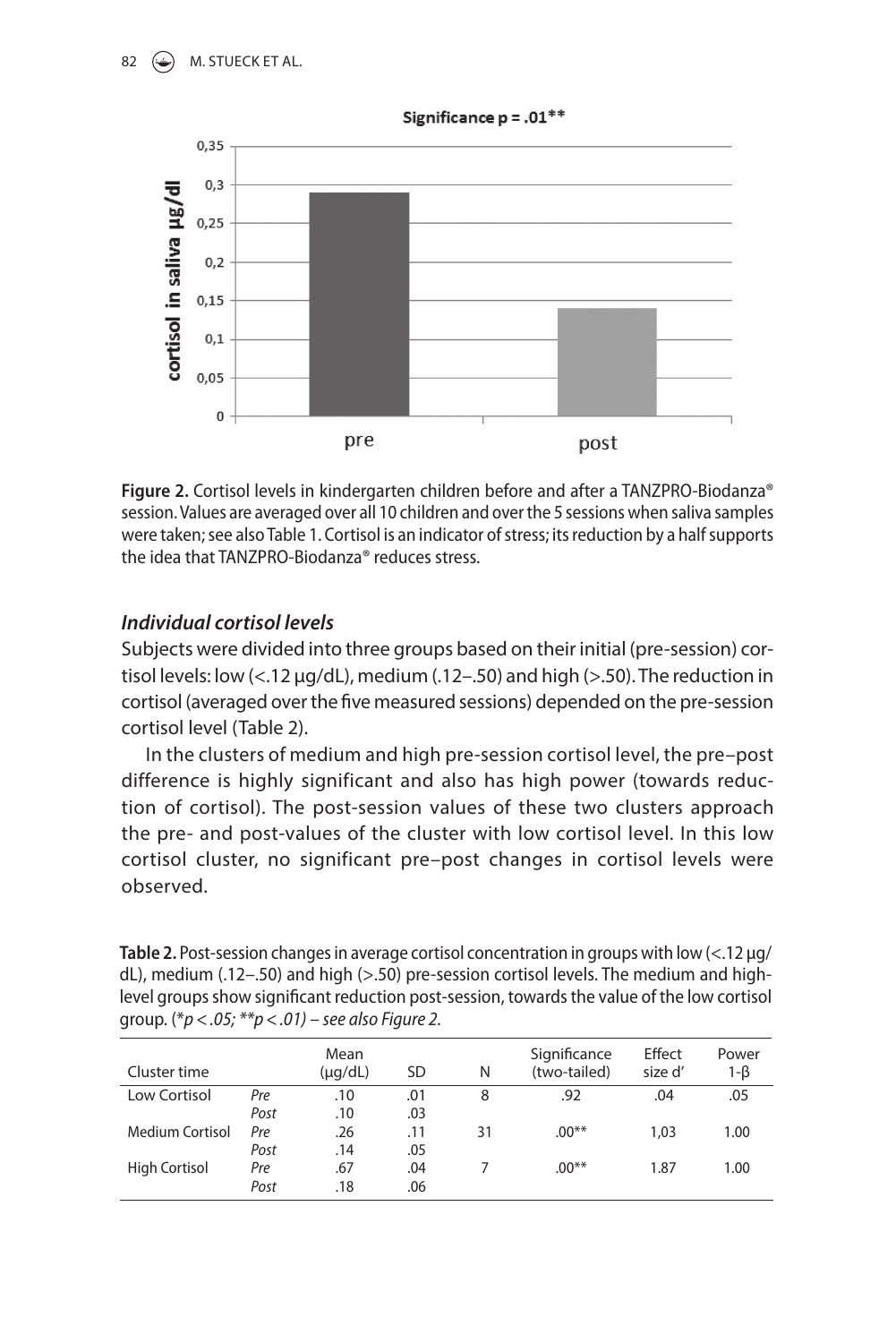Significance p = .01**

0,35

0,3

0,25

0,2

0,15

0,1

0,05

0

cortisol in saliva µg/dl

pre

post

**Figure 2.** Cortisol levels in kindergarten children before and after a TANZPRO-Biodanza® session. Values are averaged over all 10 children and over the 5 sessions when saliva samples were taken; see also Table 1. Cortisol is an indicator of stress; its reduction by a half supports the idea that TANZPRO-Biodanza® reduces stress.

### *Individual cortisol levels*

Subjects were divided into three groups based on their initial (pre-session) cortisol levels: low (<.12 µg/dL), medium (.12–.50) and high (>.50). The reduction in cortisol (averaged over the five measured sessions) depended on the pre-session cortisol level (Table 2).

In the clusters of medium and high pre-session cortisol level, the pre–post difference is highly significant and also has high power (towards reduction of cortisol). The post-session values of these two clusters approach the pre- and post-values of the cluster with low cortisol level. In this low cortisol cluster, no significant pre–post changes in cortisol levels were observed.

**Table 2.** Post-session changes in average cortisol concentration in groups with low (<.12 µg/dL), medium (.12–.50) and high (>.50) pre-session cortisol levels. The medium and high-level groups show significant reduction post-session, towards the value of the low cortisol group. (*$p < .05$; **$p < .01$) – *see also Figure 2.*

| Cluster time | | Mean (µg/dL) | SD | N | Significance (two-tailed) | Effect size d' | Power 1-β |
|---|---|---|---|---|---|---|---|
| Low Cortisol | *Pre* | .10 | .01 | 8 | .92 | .04 | .05 |
| | *Post* | .10 | .03 | | | | |
| Medium Cortisol | *Pre* | .26 | .11 | 31 | .00** | 1,03 | 1.00 |
| | *Post* | .14 | .05 | | | | |
| High Cortisol | *Pre* | .67 | .04 | 7 | .00** | 1.87 | 1.00 |
| | *Post* | .18 | .06 | | | | |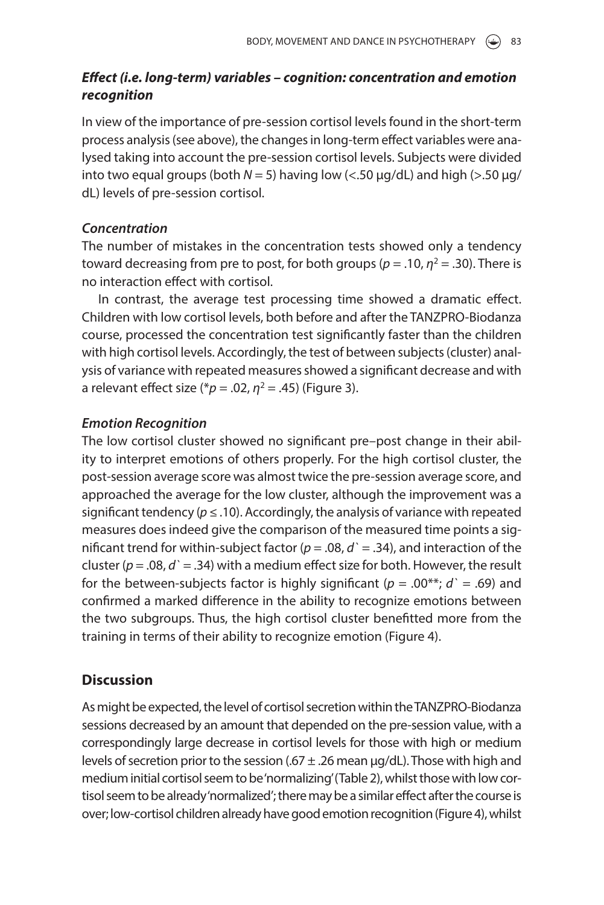### *Effect (i.e. long-term) variables – cognition: concentration and emotion recognition*

In view of the importance of pre-session cortisol levels found in the short-term process analysis (see above), the changes in long-term effect variables were analysed taking into account the pre-session cortisol levels. Subjects were divided into two equal groups (both $N = 5$) having low (<.50 µg/dL) and high (>.50 µg/dL) levels of pre-session cortisol.

#### *Concentration*

The number of mistakes in the concentration tests showed only a tendency toward decreasing from pre to post, for both groups ($p = .10$, $\eta^2 = .30$). There is no interaction effect with cortisol.

In contrast, the average test processing time showed a dramatic effect. Children with low cortisol levels, both before and after the TANZPRO-Biodanza course, processed the concentration test significantly faster than the children with high cortisol levels. Accordingly, the test of between subjects (cluster) analysis of variance with repeated measures showed a significant decrease and with a relevant effect size (*$p = .02$, $\eta^2 = .45$) (Figure 3).

#### *Emotion Recognition*

The low cortisol cluster showed no significant pre–post change in their ability to interpret emotions of others properly. For the high cortisol cluster, the post-session average score was almost twice the pre-session average score, and approached the average for the low cluster, although the improvement was a significant tendency ($p \leq .10$). Accordingly, the analysis of variance with repeated measures does indeed give the comparison of the measured time points a significant trend for within-subject factor ($p = .08$, $d` = .34$), and interaction of the cluster ($p = .08$, $d` = .34$) with a medium effect size for both. However, the result for the between-subjects factor is highly significant ($p = .00$**; $d` = .69$) and confirmed a marked difference in the ability to recognize emotions between the two subgroups. Thus, the high cortisol cluster benefitted more from the training in terms of their ability to recognize emotion (Figure 4).

## Discussion

As might be expected, the level of cortisol secretion within the TANZPRO-Biodanza sessions decreased by an amount that depended on the pre-session value, with a correspondingly large decrease in cortisol levels for those with high or medium levels of secretion prior to the session (.67 ± .26 mean µg/dL). Those with high and medium initial cortisol seem to be 'normalizing' (Table 2), whilst those with low cortisol seem to be already 'normalized'; there may be a similar effect after the course is over; low-cortisol children already have good emotion recognition (Figure 4), whilst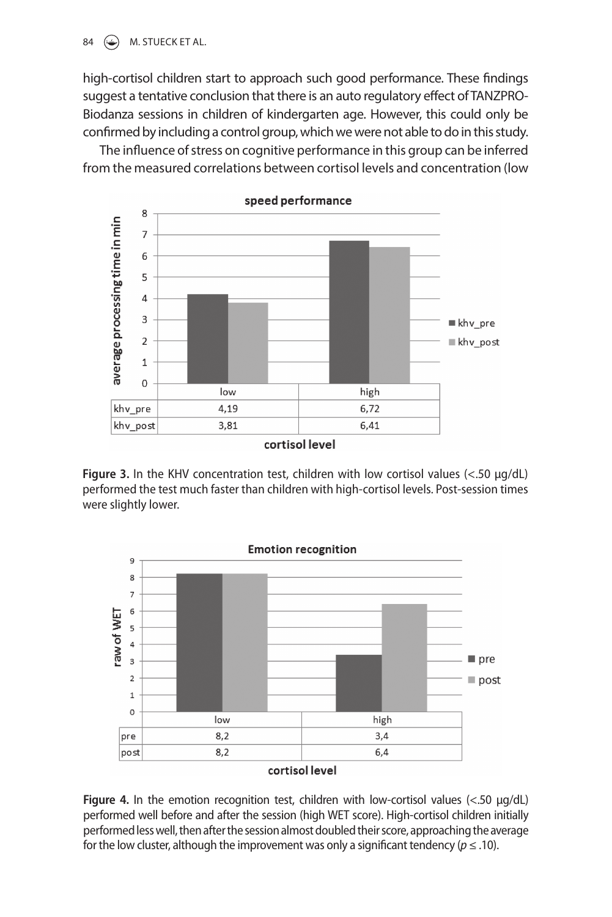high-cortisol children start to approach such good performance. These findings suggest a tentative conclusion that there is an auto regulatory effect of TANZPRO-Biodanza sessions in children of kindergarten age. However, this could only be confirmed by including a control group, which we were not able to do in this study.

The influence of stress on cognitive performance in this group can be inferred from the measured correlations between cortisol levels and concentration (low

**speed performance**

| | low | high |
|---|---|---|
| khv_pre | 4,19 | 6,72 |
| khv_post | 3,81 | 6,41 |

**Figure 3.** In the KHV concentration test, children with low cortisol values (<.50 μg/dL) performed the test much faster than children with high-cortisol levels. Post-session times were slightly lower.

**Emotion recognition**

| | low | high |
|---|---|---|
| pre | 8,2 | 3,4 |
| post | 8,2 | 6,4 |

**Figure 4.** In the emotion recognition test, children with low-cortisol values (<.50 μg/dL) performed well before and after the session (high WET score). High-cortisol children initially performed less well, then after the session almost doubled their score, approaching the average for the low cluster, although the improvement was only a significant tendency ($p \leq .10$).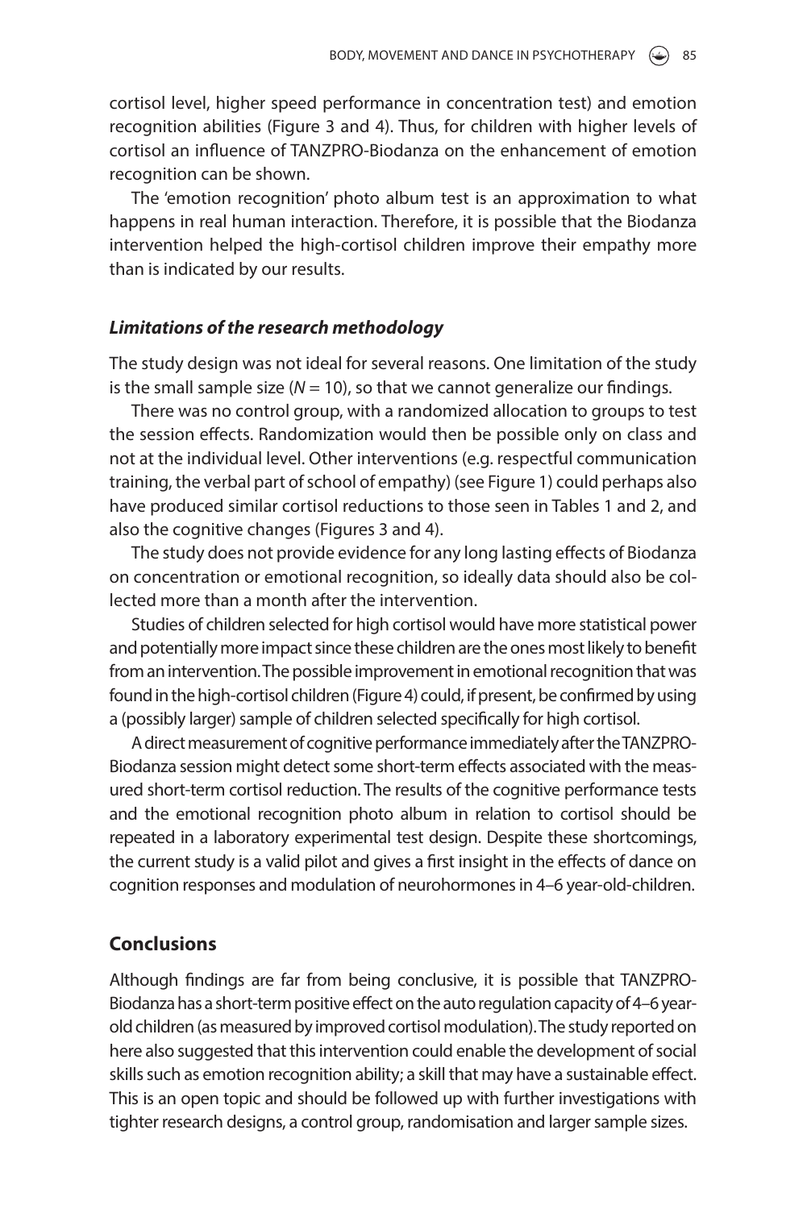cortisol level, higher speed performance in concentration test) and emotion recognition abilities (Figure 3 and 4). Thus, for children with higher levels of cortisol an influence of TANZPRO-Biodanza on the enhancement of emotion recognition can be shown.

The 'emotion recognition' photo album test is an approximation to what happens in real human interaction. Therefore, it is possible that the Biodanza intervention helped the high-cortisol children improve their empathy more than is indicated by our results.

### *Limitations of the research methodology*

The study design was not ideal for several reasons. One limitation of the study is the small sample size ($N = 10$), so that we cannot generalize our findings.

There was no control group, with a randomized allocation to groups to test the session effects. Randomization would then be possible only on class and not at the individual level. Other interventions (e.g. respectful communication training, the verbal part of school of empathy) (see Figure 1) could perhaps also have produced similar cortisol reductions to those seen in Tables 1 and 2, and also the cognitive changes (Figures 3 and 4).

The study does not provide evidence for any long lasting effects of Biodanza on concentration or emotional recognition, so ideally data should also be collected more than a month after the intervention.

Studies of children selected for high cortisol would have more statistical power and potentially more impact since these children are the ones most likely to benefit from an intervention. The possible improvement in emotional recognition that was found in the high-cortisol children (Figure 4) could, if present, be confirmed by using a (possibly larger) sample of children selected specifically for high cortisol.

A direct measurement of cognitive performance immediately after the TANZPRO-Biodanza session might detect some short-term effects associated with the measured short-term cortisol reduction. The results of the cognitive performance tests and the emotional recognition photo album in relation to cortisol should be repeated in a laboratory experimental test design. Despite these shortcomings, the current study is a valid pilot and gives a first insight in the effects of dance on cognition responses and modulation of neurohormones in 4–6 year-old-children.

## Conclusions

Although findings are far from being conclusive, it is possible that TANZPRO-Biodanza has a short-term positive effect on the auto regulation capacity of 4–6 year-old children (as measured by improved cortisol modulation). The study reported on here also suggested that this intervention could enable the development of social skills such as emotion recognition ability; a skill that may have a sustainable effect. This is an open topic and should be followed up with further investigations with tighter research designs, a control group, randomisation and larger sample sizes.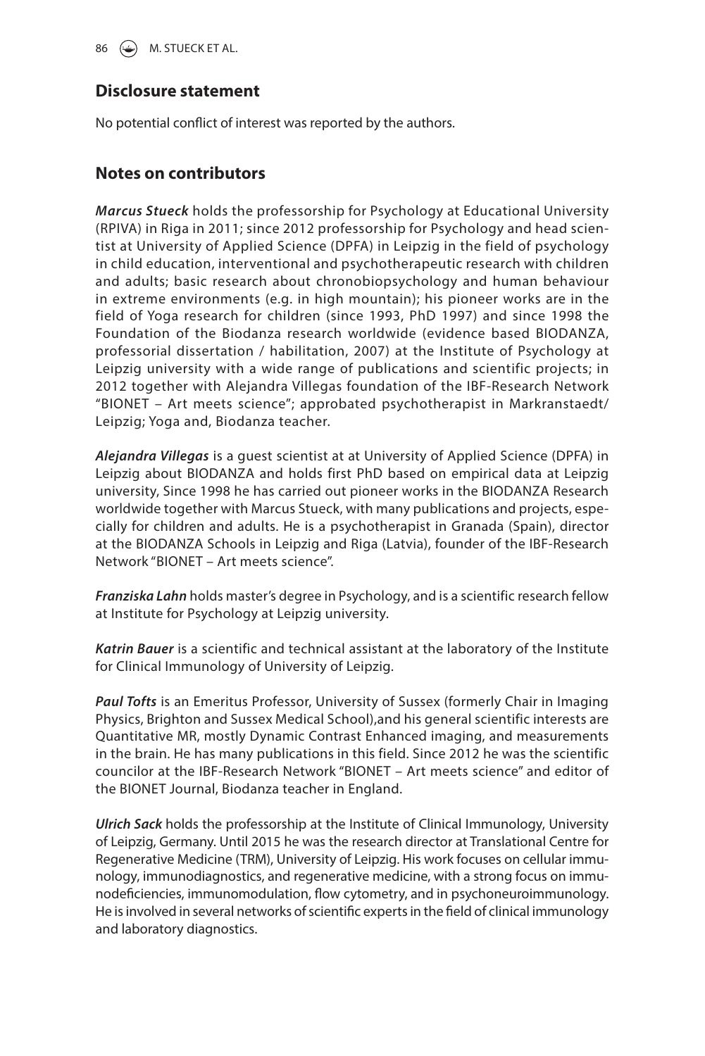## Disclosure statement

No potential conflict of interest was reported by the authors.

## Notes on contributors

***Marcus Stueck*** holds the professorship for Psychology at Educational University (RPIVA) in Riga in 2011; since 2012 professorship for Psychology and head scientist at University of Applied Science (DPFA) in Leipzig in the field of psychology in child education, interventional and psychotherapeutic research with children and adults; basic research about chronobiopsychology and human behaviour in extreme environments (e.g. in high mountain); his pioneer works are in the field of Yoga research for children (since 1993, PhD 1997) and since 1998 the Foundation of the Biodanza research worldwide (evidence based BIODANZA, professorial dissertation / habilitation, 2007) at the Institute of Psychology at Leipzig university with a wide range of publications and scientific projects; in 2012 together with Alejandra Villegas foundation of the IBF-Research Network "BIONET – Art meets science"; approbated psychotherapist in Markranstaedt/ Leipzig; Yoga and, Biodanza teacher.

***Alejandra Villegas*** is a guest scientist at at University of Applied Science (DPFA) in Leipzig about BIODANZA and holds first PhD based on empirical data at Leipzig university, Since 1998 he has carried out pioneer works in the BIODANZA Research worldwide together with Marcus Stueck, with many publications and projects, especially for children and adults. He is a psychotherapist in Granada (Spain), director at the BIODANZA Schools in Leipzig and Riga (Latvia), founder of the IBF-Research Network "BIONET – Art meets science".

***Franziska Lahn*** holds master's degree in Psychology, and is a scientific research fellow at Institute for Psychology at Leipzig university.

***Katrin Bauer*** is a scientific and technical assistant at the laboratory of the Institute for Clinical Immunology of University of Leipzig.

***Paul Tofts*** is an Emeritus Professor, University of Sussex (formerly Chair in Imaging Physics, Brighton and Sussex Medical School),and his general scientific interests are Quantitative MR, mostly Dynamic Contrast Enhanced imaging, and measurements in the brain. He has many publications in this field. Since 2012 he was the scientific councilor at the IBF-Research Network "BIONET – Art meets science" and editor of the BIONET Journal, Biodanza teacher in England.

***Ulrich Sack*** holds the professorship at the Institute of Clinical Immunology, University of Leipzig, Germany. Until 2015 he was the research director at Translational Centre for Regenerative Medicine (TRM), University of Leipzig. His work focuses on cellular immunology, immunodiagnostics, and regenerative medicine, with a strong focus on immunodeficiencies, immunomodulation, flow cytometry, and in psychoneuroimmunology. He is involved in several networks of scientific experts in the field of clinical immunology and laboratory diagnostics.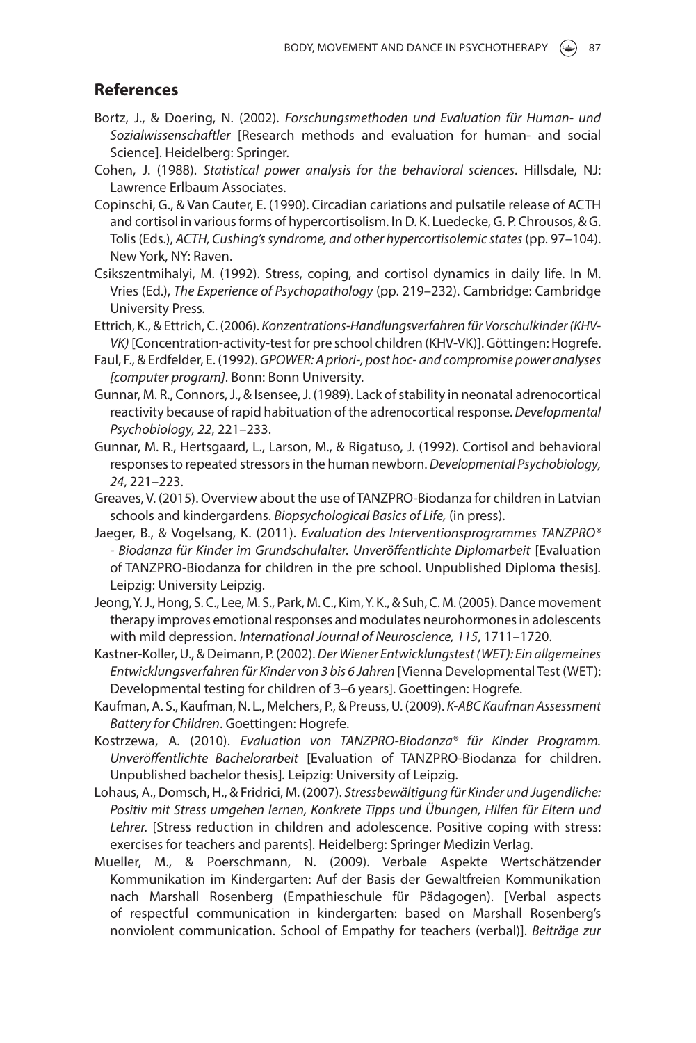## References

Bortz, J., & Doering, N. (2002). *Forschungsmethoden und Evaluation für Human- und Sozialwissenschaftler* [Research methods and evaluation for human- and social Science]. Heidelberg: Springer.

Cohen, J. (1988). *Statistical power analysis for the behavioral sciences*. Hillsdale, NJ: Lawrence Erlbaum Associates.

Copinschi, G., & Van Cauter, E. (1990). Circadian cariations and pulsatile release of ACTH and cortisol in various forms of hypercortisolism. In D. K. Luedecke, G. P. Chrousos, & G. Tolis (Eds.), *ACTH, Cushing's syndrome, and other hypercortisolemic states* (pp. 97–104). New York, NY: Raven.

Csikszentmihalyi, M. (1992). Stress, coping, and cortisol dynamics in daily life. In M. Vries (Ed.), *The Experience of Psychopathology* (pp. 219–232). Cambridge: Cambridge University Press.

Ettrich, K., & Ettrich, C. (2006). *Konzentrations-Handlungsverfahren für Vorschulkinder (KHV-VK)* [Concentration-activity-test for pre school children (KHV-VK)]. Göttingen: Hogrefe.

Faul, F., & Erdfelder, E. (1992). *GPOWER: A priori-, post hoc- and compromise power analyses [computer program]*. Bonn: Bonn University.

Gunnar, M. R., Connors, J., & Isensee, J. (1989). Lack of stability in neonatal adrenocortical reactivity because of rapid habituation of the adrenocortical response. *Developmental Psychobiology, 22*, 221–233.

Gunnar, M. R., Hertsgaard, L., Larson, M., & Rigatuso, J. (1992). Cortisol and behavioral responses to repeated stressors in the human newborn. *Developmental Psychobiology, 24*, 221–223.

Greaves, V. (2015). Overview about the use of TANZPRO-Biodanza for children in Latvian schools and kindergardens. *Biopsychological Basics of Life,* (in press).

Jaeger, B., & Vogelsang, K. (2011). *Evaluation des Interventionsprogrammes TANZPRO® - Biodanza für Kinder im Grundschulalter. Unveröffentlichte Diplomarbeit* [Evaluation of TANZPRO-Biodanza for children in the pre school. Unpublished Diploma thesis]. Leipzig: University Leipzig.

Jeong, Y. J., Hong, S. C., Lee, M. S., Park, M. C., Kim, Y. K., & Suh, C. M. (2005). Dance movement therapy improves emotional responses and modulates neurohormones in adolescents with mild depression. *International Journal of Neuroscience, 115*, 1711–1720.

Kastner-Koller, U., & Deimann, P. (2002). *Der Wiener Entwicklungstest (WET): Ein allgemeines Entwicklungsverfahren für Kinder von 3 bis 6 Jahren* [Vienna Developmental Test (WET): Developmental testing for children of 3–6 years]. Goettingen: Hogrefe.

Kaufman, A. S., Kaufman, N. L., Melchers, P., & Preuss, U. (2009). *K-ABC Kaufman Assessment Battery for Children*. Goettingen: Hogrefe.

Kostrzewa, A. (2010). *Evaluation von TANZPRO-Biodanza® für Kinder Programm. Unveröffentlichte Bachelorarbeit* [Evaluation of TANZPRO-Biodanza for children. Unpublished bachelor thesis]. Leipzig: University of Leipzig.

Lohaus, A., Domsch, H., & Fridrici, M. (2007). *Stressbewältigung für Kinder und Jugendliche: Positiv mit Stress umgehen lernen, Konkrete Tipps und Übungen, Hilfen für Eltern und Lehrer.* [Stress reduction in children and adolescence. Positive coping with stress: exercises for teachers and parents]. Heidelberg: Springer Medizin Verlag.

Mueller, M., & Poerschmann, N. (2009). Verbale Aspekte Wertschätzender Kommunikation im Kindergarten: Auf der Basis der Gewaltfreien Kommunikation nach Marshall Rosenberg (Empathieschule für Pädagogen). [Verbal aspects of respectful communication in kindergarten: based on Marshall Rosenberg's nonviolent communication. School of Empathy for teachers (verbal)]. *Beiträge zur*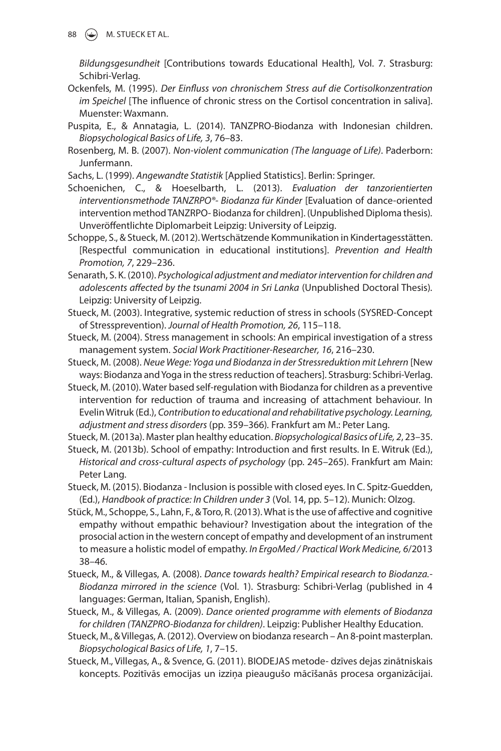*Bildungsgesundheit* [Contributions towards Educational Health], Vol. 7. Strasburg: Schibri-Verlag.

Ockenfels, M. (1995). *Der Einfluss von chronischem Stress auf die Cortisolkonzentration im Speichel* [The influence of chronic stress on the Cortisol concentration in saliva]. Muenster: Waxmann.

Puspita, E., & Annatagia, L. (2014). TANZPRO-Biodanza with Indonesian children. *Biopsychological Basics of Life, 3*, 76–83.

Rosenberg, M. B. (2007). *Non-violent communication (The language of Life)*. Paderborn: Junfermann.

Sachs, L. (1999). *Angewandte Statistik* [Applied Statistics]. Berlin: Springer.

Schoenichen, C., & Hoeselbarth, L. (2013). *Evaluation der tanzorientierten interventionsmethode TANZRPO®- Biodanza für Kinder* [Evaluation of dance-oriented intervention method TANZRPO- Biodanza for children]. (Unpublished Diploma thesis). Unveröffentlichte Diplomarbeit Leipzig: University of Leipzig.

Schoppe, S., & Stueck, M. (2012). Wertschätzende Kommunikation in Kindertagesstätten. [Respectful communication in educational institutions]. *Prevention and Health Promotion, 7*, 229–236.

Senarath, S. K. (2010). *Psychological adjustment and mediator intervention for children and adolescents affected by the tsunami 2004 in Sri Lanka* (Unpublished Doctoral Thesis). Leipzig: University of Leipzig.

Stueck, M. (2003). Integrative, systemic reduction of stress in schools (SYSRED-Concept of Stressprevention). *Journal of Health Promotion, 26*, 115–118.

Stueck, M. (2004). Stress management in schools: An empirical investigation of a stress management system. *Social Work Practitioner-Researcher, 16*, 216–230.

Stueck, M. (2008). *Neue Wege: Yoga und Biodanza in der Stressreduktion mit Lehrern* [New ways: Biodanza and Yoga in the stress reduction of teachers]. Strasburg: Schibri-Verlag.

Stueck, M. (2010). Water based self-regulation with Biodanza for children as a preventive intervention for reduction of trauma and increasing of attachment behaviour. In Evelin Witruk (Ed.), *Contribution to educational and rehabilitative psychology. Learning, adjustment and stress disorders* (pp. 359–366). Frankfurt am M.: Peter Lang.

Stueck, M. (2013a). Master plan healthy education. *Biopsychological Basics of Life, 2*, 23–35.

Stueck, M. (2013b). School of empathy: Introduction and first results. In E. Witruk (Ed.), *Historical and cross-cultural aspects of psychology* (pp. 245–265). Frankfurt am Main: Peter Lang.

Stueck, M. (2015). Biodanza - Inclusion is possible with closed eyes. In C. Spitz-Guedden, (Ed.), *Handbook of practice: In Children under 3* (Vol. 14, pp. 5–12). Munich: Olzog.

Stück, M., Schoppe, S., Lahn, F., & Toro, R. (2013). What is the use of affective and cognitive empathy without empathic behaviour? Investigation about the integration of the prosocial action in the western concept of empathy and development of an instrument to measure a holistic model of empathy. *In ErgoMed / Practical Work Medicine, 6*/2013 38–46.

Stueck, M., & Villegas, A. (2008). *Dance towards health? Empirical research to Biodanza.- Biodanza mirrored in the science* (Vol. 1). Strasburg: Schibri-Verlag (published in 4 languages: German, Italian, Spanish, English).

Stueck, M., & Villegas, A. (2009). *Dance oriented programme with elements of Biodanza for children (TANZPRO-Biodanza for children)*. Leipzig: Publisher Healthy Education.

Stueck, M., & Villegas, A. (2012). Overview on biodanza research – An 8-point masterplan. *Biopsychological Basics of Life, 1*, 7–15.

Stueck, M., Villegas, A., & Svence, G. (2011). BIODEJAS metode- dzīves dejas zinātniskais koncepts. Pozitīvās emocijas un izziņa pieaugušo mācīšanās procesa organizācijai.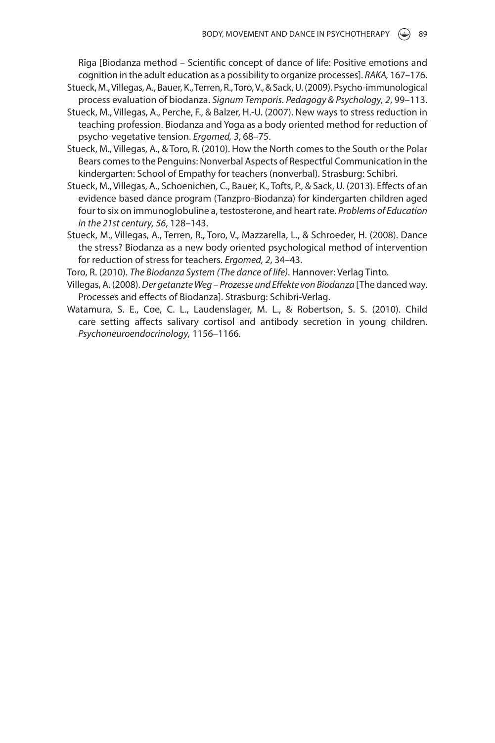Rīga [Biodanza method – Scientific concept of dance of life: Positive emotions and cognition in the adult education as a possibility to organize processes]. *RAKA,* 167–176.

Stueck, M., Villegas, A., Bauer, K., Terren, R., Toro, V., & Sack, U. (2009). Psycho-immunological process evaluation of biodanza. *Signum Temporis*. *Pedagogy & Psychology, 2*, 99–113.

Stueck, M., Villegas, A., Perche, F., & Balzer, H.-U. (2007). New ways to stress reduction in teaching profession. Biodanza and Yoga as a body oriented method for reduction of psycho-vegetative tension. *Ergomed, 3*, 68–75.

Stueck, M., Villegas, A., & Toro, R. (2010). How the North comes to the South or the Polar Bears comes to the Penguins: Nonverbal Aspects of Respectful Communication in the kindergarten: School of Empathy for teachers (nonverbal). Strasburg: Schibri.

Stueck, M., Villegas, A., Schoenichen, C., Bauer, K., Tofts, P., & Sack, U. (2013). Effects of an evidence based dance program (Tanzpro-Biodanza) for kindergarten children aged four to six on immunoglobuline a, testosterone, and heart rate. *Problems of Education in the 21st century, 56*, 128–143.

Stueck, M., Villegas, A., Terren, R., Toro, V., Mazzarella, L., & Schroeder, H. (2008). Dance the stress? Biodanza as a new body oriented psychological method of intervention for reduction of stress for teachers. *Ergomed, 2*, 34–43.

Toro, R. (2010). *The Biodanza System (The dance of life)*. Hannover: Verlag Tinto.

Villegas, A. (2008). *Der getanzte Weg – Prozesse und Effekte von Biodanza* [The danced way. Processes and effects of Biodanza]. Strasburg: Schibri-Verlag.

Watamura, S. E., Coe, C. L., Laudenslager, M. L., & Robertson, S. S. (2010). Child care setting affects salivary cortisol and antibody secretion in young children. *Psychoneuroendocrinology,* 1156–1166.